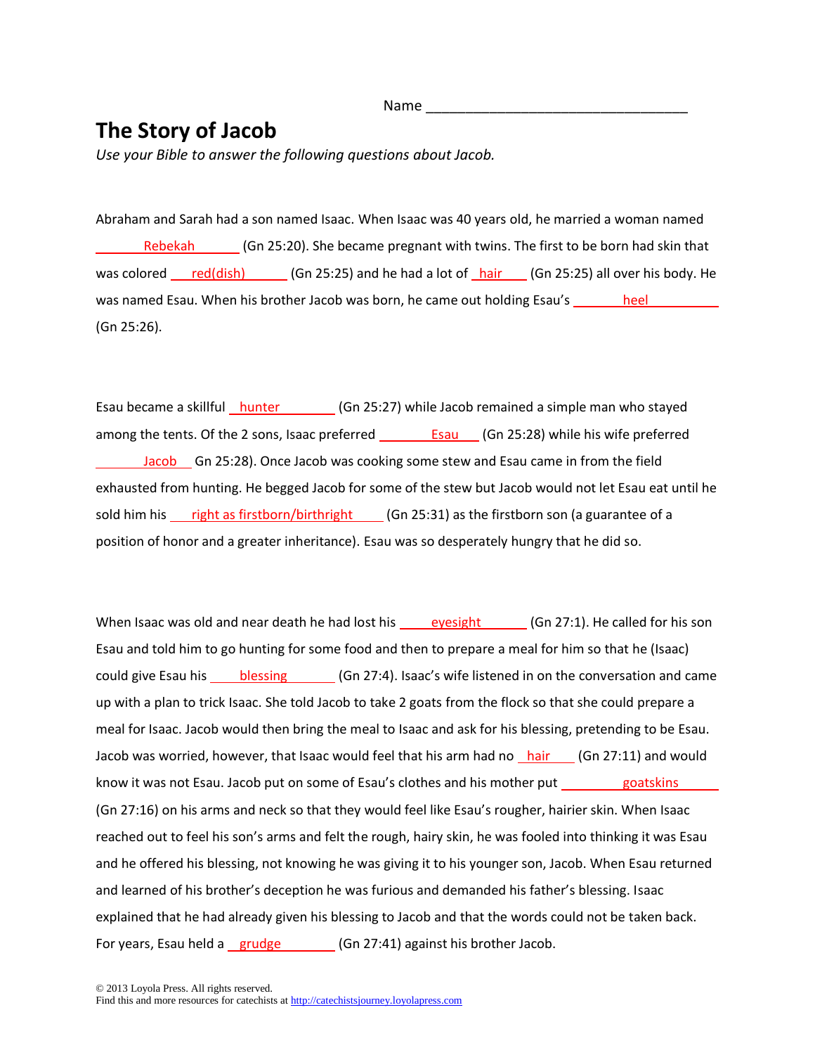Name ________________________________

# The Story of Jacob

*Use your Bible to answer the following questions about Jacob.*

Abraham and Sarah had a son named Isaac. When Isaac was 40 years old, he married a woman named ______Rebekah______ (Gn 25:20). She became pregnant with twins. The first to be born had skin that was colored ___red(dish)______ (Gn 25:25) and he had a lot of _hair____ (Gn 25:25) all over his body. He was named Esau. When his brother Jacob was born, he came out holding Esau's _______heel__________ (Gn 25:26).

Esau became a skillful _hunter________ (Gn 25:27) while Jacob remained a simple man who stayed among the tents. Of the 2 sons, Isaac preferred ________Esau___ (Gn 25:28) while his wife preferred _______Jacob___ Gn 25:28). Once Jacob was cooking some stew and Esau came in from the field exhausted from hunting. He begged Jacob for some of the stew but Jacob would not let Esau eat until he sold him his ___right as firstborn/birthright_____ (Gn 25:31) as the firstborn son (a guarantee of a position of honor and a greater inheritance). Esau was so desperately hungry that he did so.

When Isaac was old and near death he had lost his ____eyesight_______ (Gn 27:1). He called for his son Esau and told him to go hunting for some food and then to prepare a meal for him so that he (Isaac) could give Esau his ____blessing_______ (Gn 27:4). Isaac's wife listened in on the conversation and came up with a plan to trick Isaac. She told Jacob to take 2 goats from the flock so that she could prepare a meal for Isaac. Jacob would then bring the meal to Isaac and ask for his blessing, pretending to be Esau. Jacob was worried, however, that Isaac would feel that his arm had no _hair____ (Gn 27:11) and would know it was not Esau. Jacob put on some of Esau's clothes and his mother put ________goatskins______ (Gn 27:16) on his arms and neck so that they would feel like Esau's rougher, hairier skin. When Isaac reached out to feel his son's arms and felt the rough, hairy skin, he was fooled into thinking it was Esau and he offered his blessing, not knowing he was giving it to his younger son, Jacob. When Esau returned and learned of his brother's deception he was furious and demanded his father's blessing. Isaac explained that he had already given his blessing to Jacob and that the words could not be taken back. For years, Esau held a _grudge_________ (Gn 27:41) against his brother Jacob.

© 2013 Loyola Press. All rights reserved.
Find this and more resources for catechists at http://catechistsjourney.loyolapress.com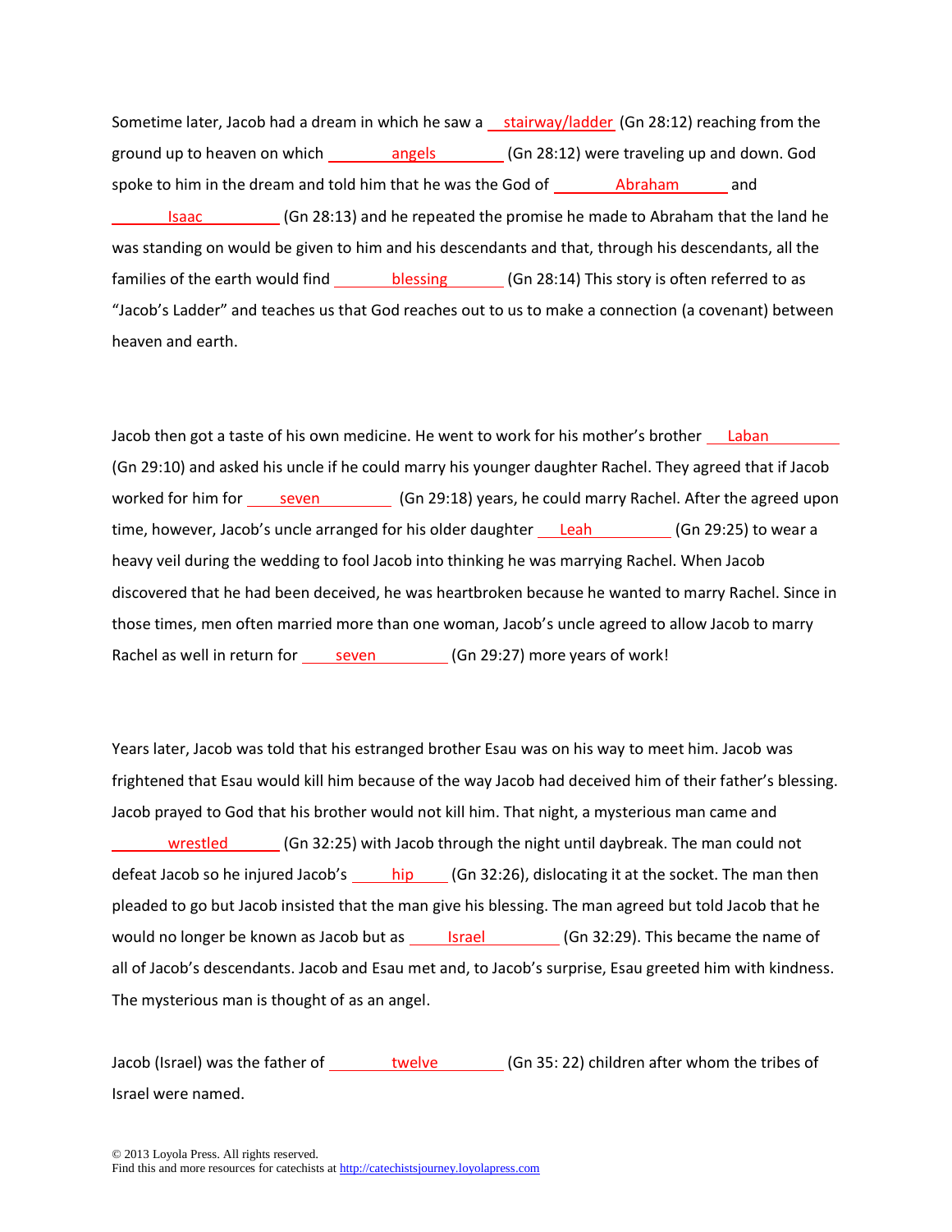Sometime later, Jacob had a dream in which he saw a stairway/ladder (Gn 28:12) reaching from the ground up to heaven on which angels (Gn 28:12) were traveling up and down. God spoke to him in the dream and told him that he was the God of Abraham and Isaac (Gn 28:13) and he repeated the promise he made to Abraham that the land he was standing on would be given to him and his descendants and that, through his descendants, all the families of the earth would find blessing (Gn 28:14) This story is often referred to as "Jacob's Ladder" and teaches us that God reaches out to us to make a connection (a covenant) between heaven and earth.

Jacob then got a taste of his own medicine. He went to work for his mother's brother Laban (Gn 29:10) and asked his uncle if he could marry his younger daughter Rachel. They agreed that if Jacob worked for him for seven (Gn 29:18) years, he could marry Rachel. After the agreed upon time, however, Jacob's uncle arranged for his older daughter Leah (Gn 29:25) to wear a heavy veil during the wedding to fool Jacob into thinking he was marrying Rachel. When Jacob discovered that he had been deceived, he was heartbroken because he wanted to marry Rachel. Since in those times, men often married more than one woman, Jacob's uncle agreed to allow Jacob to marry Rachel as well in return for seven (Gn 29:27) more years of work!

Years later, Jacob was told that his estranged brother Esau was on his way to meet him. Jacob was frightened that Esau would kill him because of the way Jacob had deceived him of their father's blessing. Jacob prayed to God that his brother would not kill him. That night, a mysterious man came and wrestled (Gn 32:25) with Jacob through the night until daybreak. The man could not defeat Jacob so he injured Jacob's hip (Gn 32:26), dislocating it at the socket. The man then pleaded to go but Jacob insisted that the man give his blessing. The man agreed but told Jacob that he would no longer be known as Jacob but as Israel (Gn 32:29). This became the name of all of Jacob's descendants. Jacob and Esau met and, to Jacob's surprise, Esau greeted him with kindness. The mysterious man is thought of as an angel.

Jacob (Israel) was the father of twelve (Gn 35: 22) children after whom the tribes of Israel were named.

© 2013 Loyola Press. All rights reserved.
Find this and more resources for catechists at http://catechistsjourney.loyolapress.com